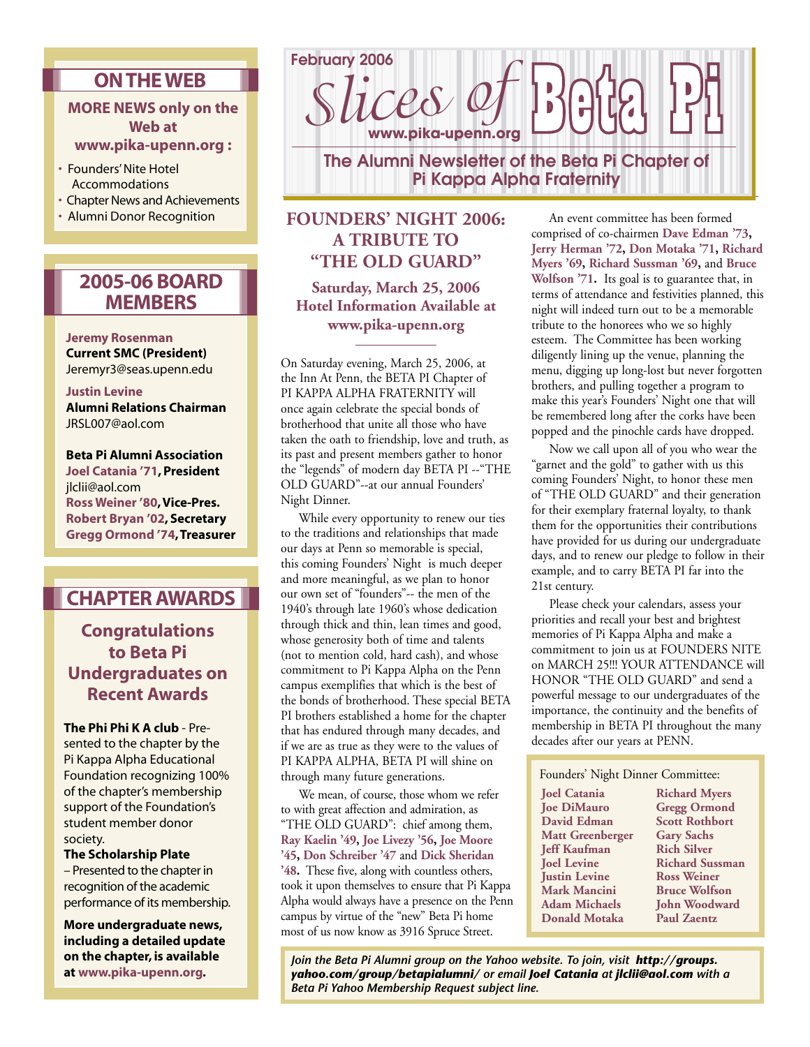February 2006

# Slices of Beta Pi

www.pika-upenn.org

## The Alumni Newsletter of the Beta Pi Chapter of Pi Kappa Alpha Fraternity

## FOUNDERS' NIGHT 2006: A TRIBUTE TO "THE OLD GUARD"

**Saturday, March 25, 2006**
**Hotel Information Available at www.pika-upenn.org**

On Saturday evening, March 25, 2006, at the Inn At Penn, the BETA PI Chapter of PI KAPPA ALPHA FRATERNITY will once again celebrate the special bonds of brotherhood that unite all those who have taken the oath to friendship, love and truth, as its past and present members gather to honor the "legends" of modern day BETA PI --"THE OLD GUARD"--at our annual Founders' Night Dinner.

While every opportunity to renew our ties to the traditions and relationships that made our days at Penn so memorable is special, this coming Founders' Night is much deeper and more meaningful, as we plan to honor our own set of "founders"-- the men of the 1940's through late 1960's whose dedication through thick and thin, lean times and good, whose generosity both of time and talents (not to mention cold, hard cash), and whose commitment to Pi Kappa Alpha on the Penn campus exemplifies that which is the best of the bonds of brotherhood. These special BETA PI brothers established a home for the chapter that has endured through many decades, and if we are as true as they were to the values of PI KAPPA ALPHA, BETA PI will shine on through many future generations.

We mean, of course, those whom we refer to with great affection and admiration, as "THE OLD GUARD": chief among them, **Ray Kaelin '49, Joe Livezy '56, Joe Moore '45, Don Schreiber '47** and **Dick Sheridan '48.** These five, along with countless others, took it upon themselves to ensure that Pi Kappa Alpha would always have a presence on the Penn campus by virtue of the "new" Beta Pi home most of us now know as 3916 Spruce Street.

An event committee has been formed comprised of co-chairmen **Dave Edman '73, Jerry Herman '72, Don Motaka '71, Richard Myers '69, Richard Sussman '69,** and **Bruce Wolfson '71.** Its goal is to guarantee that, in terms of attendance and festivities planned, this night will indeed turn out to be a memorable tribute to the honorees who we so highly esteem. The Committee has been working diligently lining up the venue, planning the menu, digging up long-lost but never forgotten brothers, and pulling together a program to make this year's Founders' Night one that will be remembered long after the corks have been popped and the pinochle cards have dropped.

Now we call upon all of you who wear the "garnet and the gold" to gather with us this coming Founders' Night, to honor these men of "THE OLD GUARD" and their generation for their exemplary fraternal loyalty, to thank them for the opportunities their contributions have provided for us during our undergraduate days, and to renew our pledge to follow in their example, and to carry BETA PI far into the 21st century.

Please check your calendars, assess your priorities and recall your best and brightest memories of Pi Kappa Alpha and make a commitment to join us at FOUNDERS NITE on MARCH 25!!! YOUR ATTENDANCE will HONOR "THE OLD GUARD" and send a powerful message to our undergraduates of the importance, the continuity and the benefits of membership in BETA PI throughout the many decades after our years at PENN.

Founders' Night Dinner Committee:

| | |
|---|---|
| **Joel Catania** | **Richard Myers** |
| **Joe DiMauro** | **Gregg Ormond** |
| **David Edman** | **Scott Rothbort** |
| **Matt Greenberger** | **Gary Sachs** |
| **Jeff Kaufman** | **Rich Silver** |
| **Joel Levine** | **Richard Sussman** |
| **Justin Levine** | **Ross Weiner** |
| **Mark Mancini** | **Bruce Wolfson** |
| **Adam Michaels** | **John Woodward** |
| **Donald Motaka** | **Paul Zaentz** |

*Join the Beta Pi Alumni group on the Yahoo website. To join, visit **http://groups.yahoo.com/group/betapialumni/** or email **Joel Catania** at **jlclii@aol.com** with a Beta Pi Yahoo Membership Request subject line.*

## ON THE WEB

**MORE NEWS only on the Web at www.pika-upenn.org :**

- Founders' Nite Hotel Accommodations
- Chapter News and Achievements
- Alumni Donor Recognition

## 2005-06 BOARD MEMBERS

**Jeremy Rosenman**
**Current SMC (President)**
Jeremyr3@seas.upenn.edu

**Justin Levine**
**Alumni Relations Chairman**
JRSL007@aol.com

**Beta Pi Alumni Association**
**Joel Catania '71, President**
jlclii@aol.com
**Ross Weiner '80, Vice-Pres.**
**Robert Bryan '02, Secretary**
**Gregg Ormond '74, Treasurer**

## CHAPTER AWARDS

### Congratulations to Beta Pi Undergraduates on Recent Awards

**The Phi Phi K A club** - Presented to the chapter by the Pi Kappa Alpha Educational Foundation recognizing 100% of the chapter's membership support of the Foundation's student member donor society.

**The Scholarship Plate** – Presented to the chapter in recognition of the academic performance of its membership.

**More undergraduate news, including a detailed update on the chapter, is available at www.pika-upenn.org.**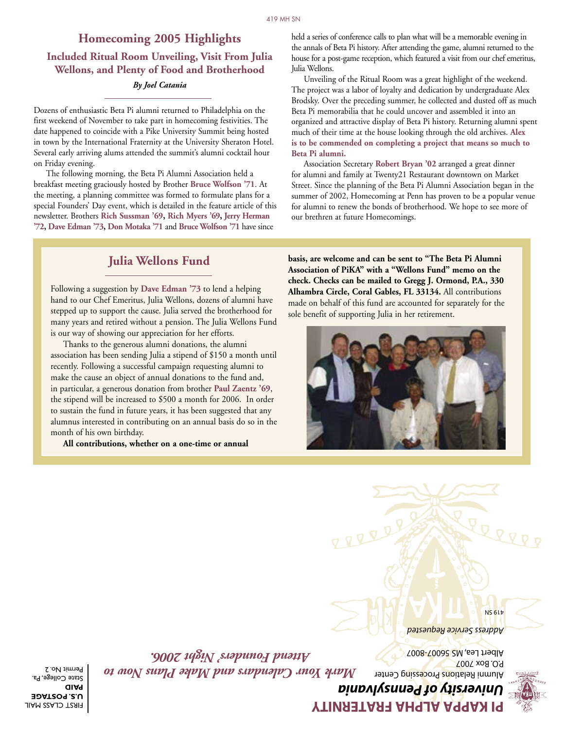## Homecoming 2005 Highlights

### Included Ritual Room Unveiling, Visit From Julia Wellons, and Plenty of Food and Brotherhood

*By Joel Catania*

Dozens of enthusiastic Beta Pi alumni returned to Philadelphia on the first weekend of November to take part in homecoming festivities. The date happened to coincide with a Pike University Summit being hosted in town by the International Fraternity at the University Sheraton Hotel. Several early arriving alums attended the summit's alumni cocktail hour on Friday evening.

The following morning, the Beta Pi Alumni Association held a breakfast meeting graciously hosted by Brother **Bruce Wolfson '71**. At the meeting, a planning committee was formed to formulate plans for a special Founders' Day event, which is detailed in the feature article of this newsletter. Brothers **Rich Sussman '69, Rich Myers '69, Jerry Herman '72, Dave Edman '73, Don Motaka '71** and **Bruce Wolfson '71** have since held a series of conference calls to plan what will be a memorable evening in the annals of Beta Pi history. After attending the game, alumni returned to the house for a post-game reception, which featured a visit from our chef emeritus, Julia Wellons.

Unveiling of the Ritual Room was a great highlight of the weekend. The project was a labor of loyalty and dedication by undergraduate Alex Brodsky. Over the preceding summer, he collected and dusted off as much Beta Pi memorabilia that he could uncover and assembled it into an organized and attractive display of Beta Pi history. Returning alumni spent much of their time at the house looking through the old archives. **Alex is to be commended on completing a project that means so much to Beta Pi alumni.**

Association Secretary **Robert Bryan '02** arranged a great dinner for alumni and family at Twenty21 Restaurant downtown on Market Street. Since the planning of the Beta Pi Alumni Association began in the summer of 2002, Homecoming at Penn has proven to be a popular venue for alumni to renew the bonds of brotherhood. We hope to see more of our brethren at future Homecomings.

## Julia Wellons Fund

Following a suggestion by **Dave Edman '73** to lend a helping hand to our Chef Emeritus, Julia Wellons, dozens of alumni have stepped up to support the cause. Julia served the brotherhood for many years and retired without a pension. The Julia Wellons Fund is our way of showing our appreciation for her efforts.

Thanks to the generous alumni donations, the alumni association has been sending Julia a stipend of $150 a month until recently. Following a successful campaign requesting alumni to make the cause an object of annual donations to the fund and, in particular, a generous donation from brother **Paul Zaentz '69**, the stipend will be increased to $500 a month for 2006. In order to sustain the fund in future years, it has been suggested that any alumnus interested in contributing on an annual basis do so in the month of his own birthday.

**All contributions, whether on a one-time or annual basis, are welcome and can be sent to "The Beta Pi Alumni Association of PiKA" with a "Wellons Fund" memo on the check. Checks can be mailed to Gregg J. Ormond, P.A., 330 Alhambra Circle, Coral Gables, FL 33134.** All contributions made on behalf of this fund are accounted for separately for the sole benefit of supporting Julia in her retirement.

**PI KAPPA ALPHA FRATERNITY**
***University of Pennsylvania***
Alumni Relations Processing Center
P.O. Box 7007
Albert Lea, MS 56007-8007

*Address Service Requested*

419 SN

FIRST CLASS MAIL
**U.S. POSTAGE**
**PAID**
State College, Pa.
Permit No. 2

***Mark Your Calendars and Make Plans Now to Attend Founders' Night 2006.***